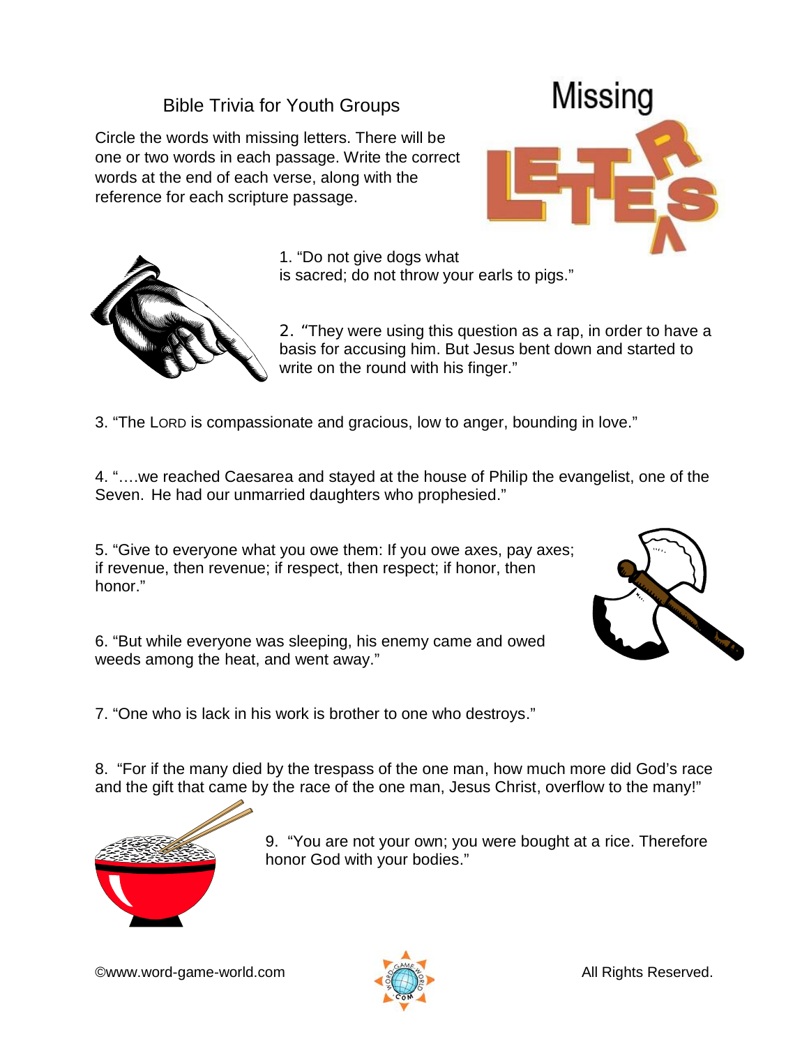# Bible Trivia for Youth Groups

Circle the words with missing letters. There will be one or two words in each passage. Write the correct words at the end of each verse, along with the reference for each scripture passage.

## Missing LETTERS

1. "Do not give dogs what is sacred; do not throw your earls to pigs."

2. "They were using this question as a rap, in order to have a basis for accusing him. But Jesus bent down and started to write on the round with his finger."

3. "The LORD is compassionate and gracious, low to anger, bounding in love."

4. "….we reached Caesarea and stayed at the house of Philip the evangelist, one of the Seven. He had our unmarried daughters who prophesied."

5. "Give to everyone what you owe them: If you owe axes, pay axes; if revenue, then revenue; if respect, then respect; if honor, then honor."

6. "But while everyone was sleeping, his enemy came and owed weeds among the heat, and went away."

7. "One who is lack in his work is brother to one who destroys."

8. "For if the many died by the trespass of the one man, how much more did God's race and the gift that came by the race of the one man, Jesus Christ, overflow to the many!"

9. "You are not your own; you were bought at a rice. Therefore honor God with your bodies."

©www.word-game-world.com All Rights Reserved.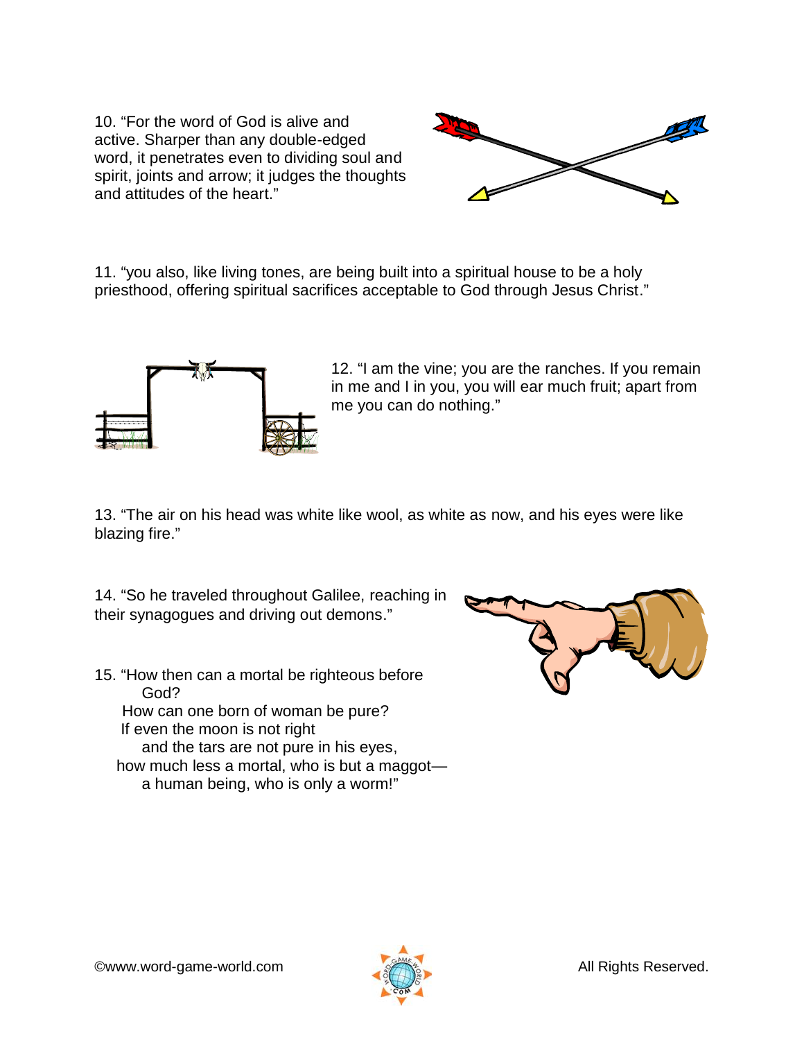10. "For the word of God is alive and active. Sharper than any double-edged word, it penetrates even to dividing soul and spirit, joints and arrow; it judges the thoughts and attitudes of the heart."

11. "you also, like living tones, are being built into a spiritual house to be a holy priesthood, offering spiritual sacrifices acceptable to God through Jesus Christ."

12. "I am the vine; you are the ranches. If you remain in me and I in you, you will ear much fruit; apart from me you can do nothing."

13. "The air on his head was white like wool, as white as now, and his eyes were like blazing fire."

14. "So he traveled throughout Galilee, reaching in their synagogues and driving out demons."

15. "How then can a mortal be righteous before
God?
How can one born of woman be pure?
If even the moon is not right
and the tars are not pure in his eyes,
how much less a mortal, who is but a maggot—
a human being, who is only a worm!"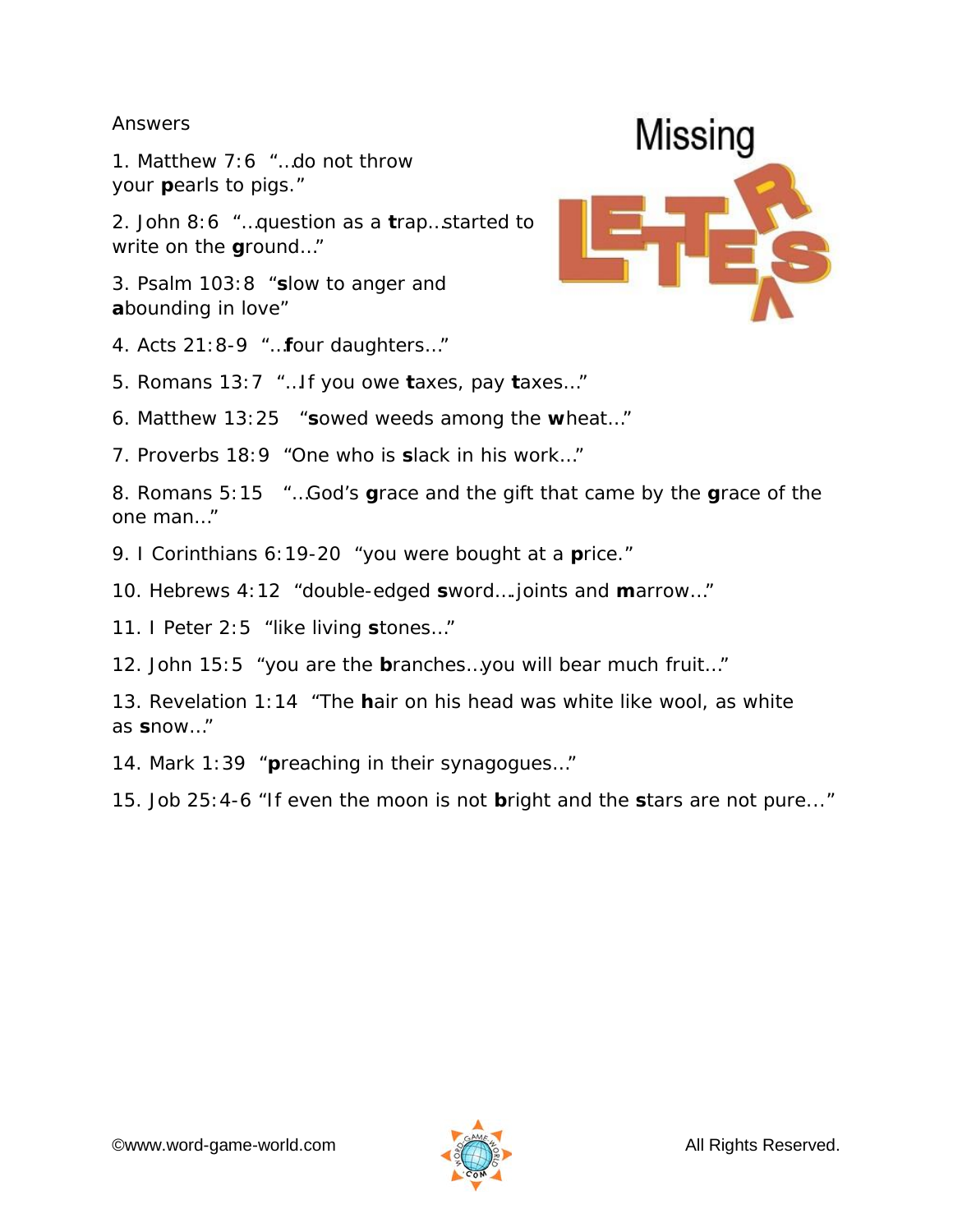Answers

1. Matthew 7:6 "…do not throw your **p**earls to pigs."

2. John 8:6 "…question as a **t**rap…started to write on the **g**round…"

3. Psalm 103:8 "**s**low to anger and **a**bounding in love"

4. Acts 21:8-9 "…**f**our daughters…"

5. Romans 13:7 "…If you owe **t**axes, pay **t**axes…"

6. Matthew 13:25 "**s**owed weeds among the **w**heat…"

7. Proverbs 18:9 "One who is **s**lack in his work…"

8. Romans 5:15 "…God's **g**race and the gift that came by the **g**race of the one man…"

9. I Corinthians 6:19-20 "you were bought at a **p**rice."

10. Hebrews 4:12 "double-edged **s**word….joints and **m**arrow…"

11. I Peter 2:5 "like living **s**tones…"

12. John 15:5 "you are the **b**ranches…you will bear much fruit…"

13. Revelation 1:14 "The **h**air on his head was white like wool, as white as **s**now…"

14. Mark 1:39 "**p**reaching in their synagogues…"

15. Job 25:4-6 "If even the moon is not **b**right and the **s**tars are not pure…"

©www.word-game-world.com All Rights Reserved.